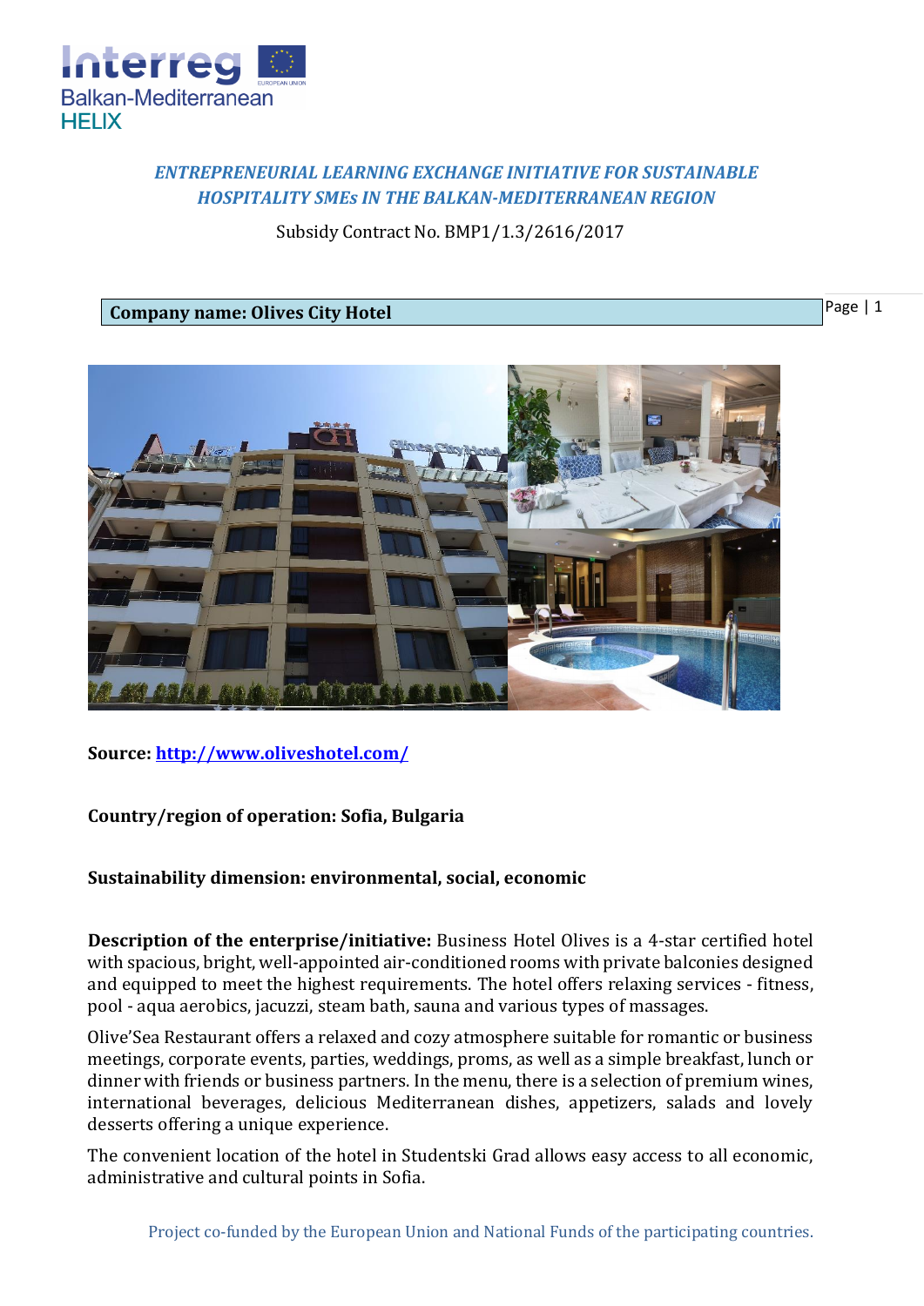*ENTREPRENEURIAL LEARNING EXCHANGE INITIATIVE FOR SUSTAINABLE HOSPITALITY SMEs IN THE BALKAN-MEDITERRANEAN REGION*

Subsidy Contract No. BMP1/1.3/2616/2017

**Company name: Olives City Hotel**

**Source: [http://www.oliveshotel.com/](http://www.oliveshotel.com/)**

**Country/region of operation: Sofia, Bulgaria**

**Sustainability dimension: environmental, social, economic**

**Description of the enterprise/initiative:** Business Hotel Olives is a 4-star certified hotel with spacious, bright, well-appointed air-conditioned rooms with private balconies designed and equipped to meet the highest requirements. The hotel offers relaxing services - fitness, pool - aqua aerobics, jacuzzi, steam bath, sauna and various types of massages.

Olive'Sea Restaurant offers a relaxed and cozy atmosphere suitable for romantic or business meetings, corporate events, parties, weddings, proms, as well as a simple breakfast, lunch or dinner with friends or business partners. In the menu, there is a selection of premium wines, international beverages, delicious Mediterranean dishes, appetizers, salads and lovely desserts offering a unique experience.

The convenient location of the hotel in Studentski Grad allows easy access to all economic, administrative and cultural points in Sofia.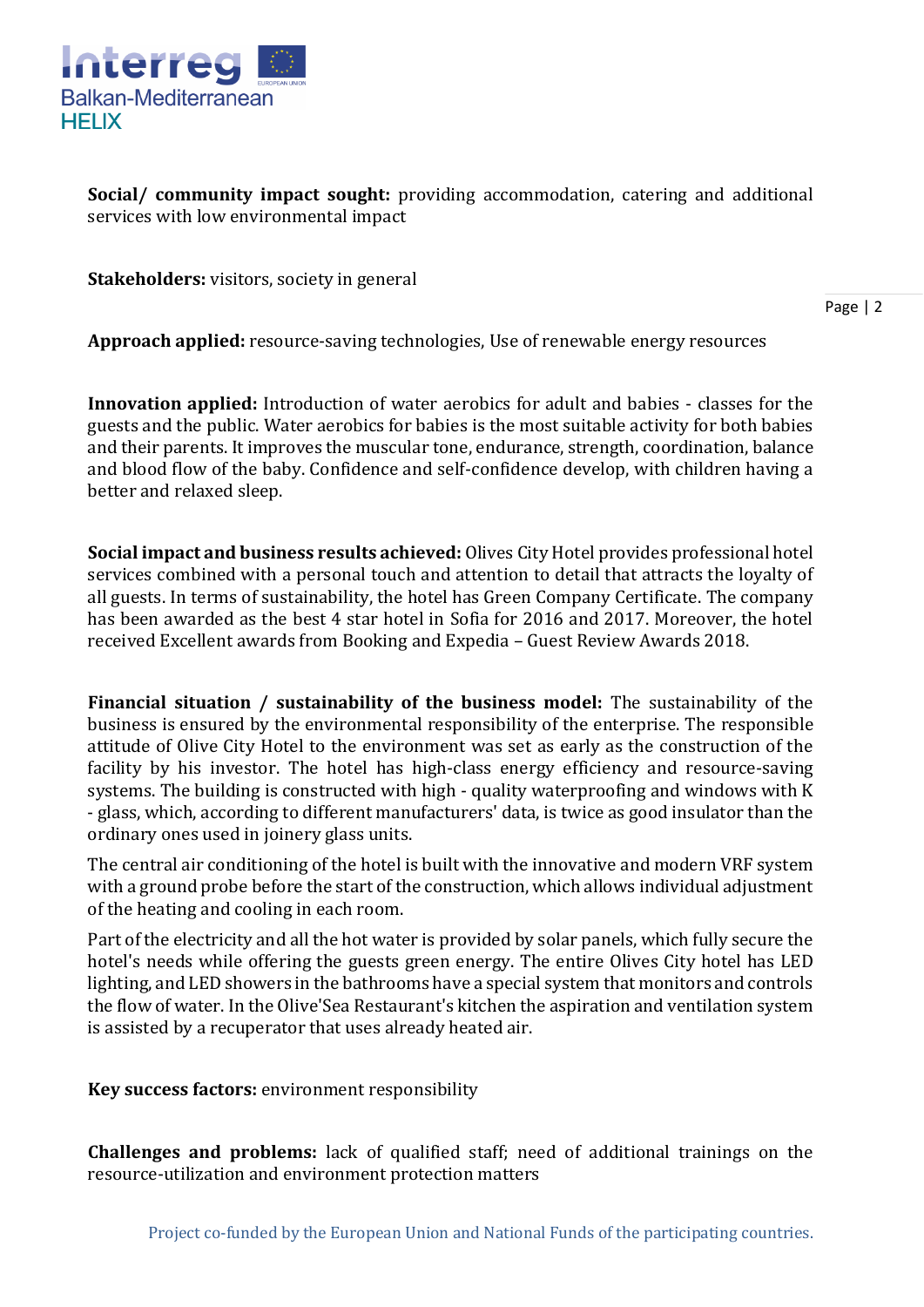**Social/ community impact sought:** providing accommodation, catering and additional services with low environmental impact

**Stakeholders:** visitors, society in general

**Approach applied:** resource-saving technologies, Use of renewable energy resources

**Innovation applied:** Introduction of water aerobics for adult and babies - classes for the guests and the public. Water aerobics for babies is the most suitable activity for both babies and their parents. It improves the muscular tone, endurance, strength, coordination, balance and blood flow of the baby. Confidence and self-confidence develop, with children having a better and relaxed sleep.

**Social impact and business results achieved:** Olives City Hotel provides professional hotel services combined with a personal touch and attention to detail that attracts the loyalty of all guests. In terms of sustainability, the hotel has Green Company Certificate. The company has been awarded as the best 4 star hotel in Sofia for 2016 and 2017. Moreover, the hotel received Excellent awards from Booking and Expedia – Guest Review Awards 2018.

**Financial situation / sustainability of the business model:** The sustainability of the business is ensured by the environmental responsibility of the enterprise. The responsible attitude of Olive City Hotel to the environment was set as early as the construction of the facility by his investor. The hotel has high-class energy efficiency and resource-saving systems. The building is constructed with high - quality waterproofing and windows with K - glass, which, according to different manufacturers' data, is twice as good insulator than the ordinary ones used in joinery glass units.

The central air conditioning of the hotel is built with the innovative and modern VRF system with a ground probe before the start of the construction, which allows individual adjustment of the heating and cooling in each room.

Part of the electricity and all the hot water is provided by solar panels, which fully secure the hotel's needs while offering the guests green energy. The entire Olives City hotel has LED lighting, and LED showers in the bathrooms have a special system that monitors and controls the flow of water. In the Olive'Sea Restaurant's kitchen the aspiration and ventilation system is assisted by a recuperator that uses already heated air.

**Key success factors:** environment responsibility

**Challenges and problems:** lack of qualified staff; need of additional trainings on the resource-utilization and environment protection matters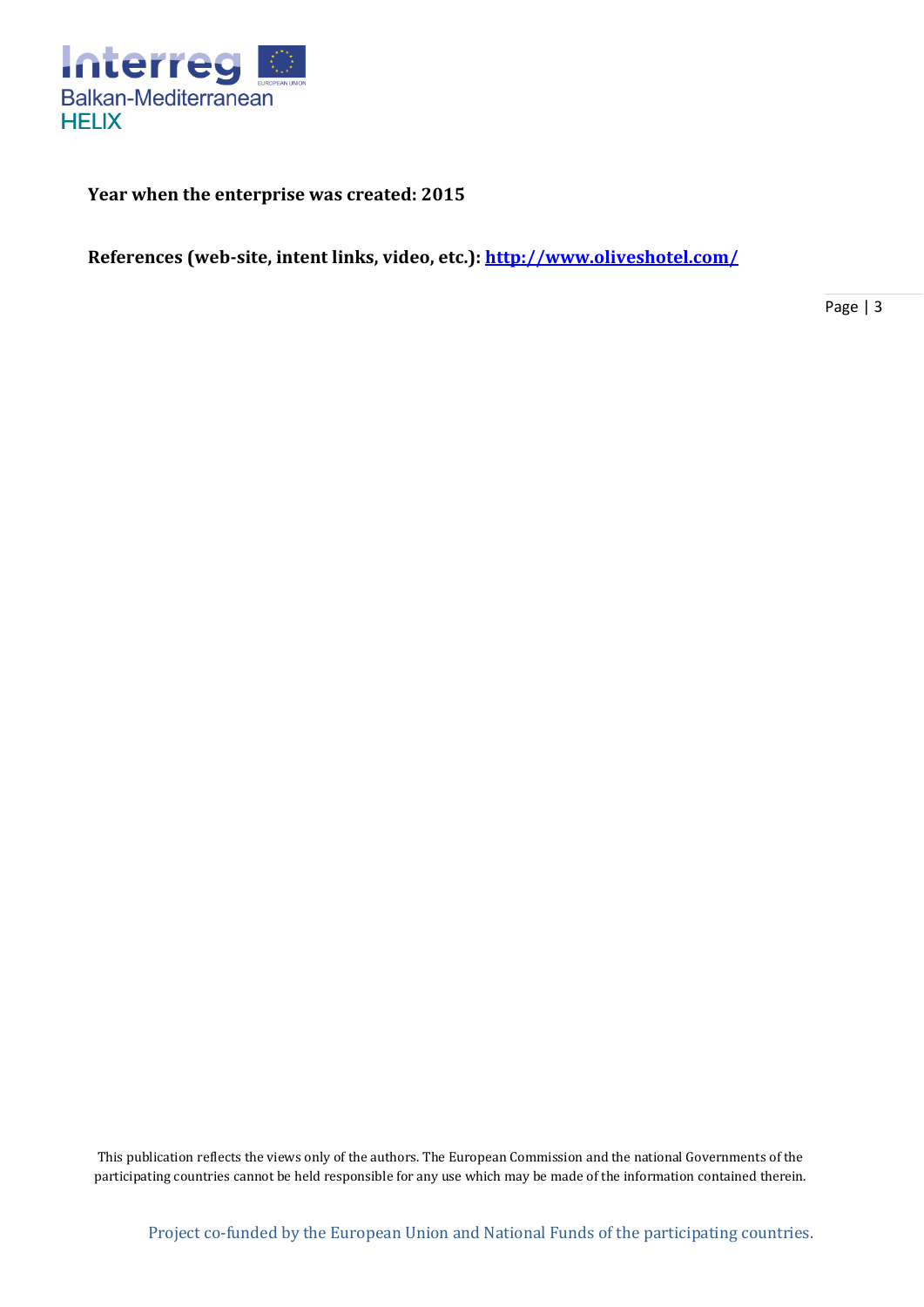**Year when the enterprise was created: 2015**

**References (web-site, intent links, video, etc.): [http://www.oliveshotel.com/](http://www.oliveshotel.com/)**

This publication reflects the views only of the authors. The European Commission and the national Governments of the participating countries cannot be held responsible for any use which may be made of the information contained therein.

Project co-funded by the European Union and National Funds of the participating countries.